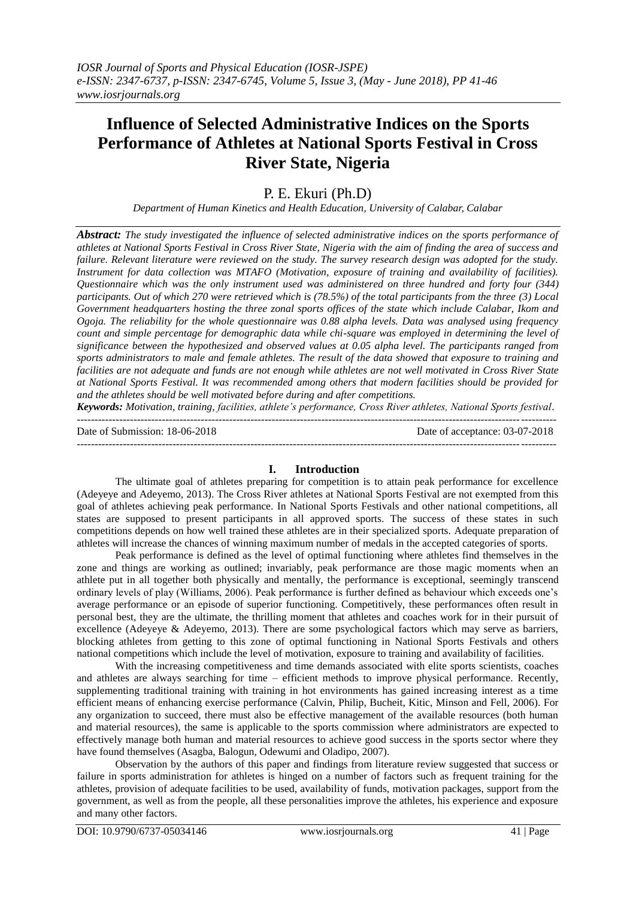# Influence of Selected Administrative Indices on the Sports Performance of Athletes at National Sports Festival in Cross River State, Nigeria

P. E. Ekuri (Ph.D)

*Department of Human Kinetics and Health Education, University of Calabar, Calabar*

***Abstract:** The study investigated the influence of selected administrative indices on the sports performance of athletes at National Sports Festival in Cross River State, Nigeria with the aim of finding the area of success and failure. Relevant literature were reviewed on the study. The survey research design was adopted for the study. Instrument for data collection was MTAFO (Motivation, exposure of training and availability of facilities). Questionnaire which was the only instrument used was administered on three hundred and forty four (344) participants. Out of which 270 were retrieved which is (78.5%) of the total participants from the three (3) Local Government headquarters hosting the three zonal sports offices of the state which include Calabar, Ikom and Ogoja. The reliability for the whole questionnaire was 0.88 alpha levels. Data was analysed using frequency count and simple percentage for demographic data while chi-square was employed in determining the level of significance between the hypothesized and observed values at 0.05 alpha level. The participants ranged from sports administrators to male and female athletes. The result of the data showed that exposure to training and facilities are not adequate and funds are not enough while athletes are not well motivated in Cross River State at National Sports Festival. It was recommended among others that modern facilities should be provided for and the athletes should be well motivated before during and after competitions.*

***Keywords:** Motivation, training, facilities, athlete's performance, Cross River athletes, National Sports festival.*

---

Date of Submission: 18-06-2018 Date of acceptance: 03-07-2018

---

## I. Introduction

The ultimate goal of athletes preparing for competition is to attain peak performance for excellence (Adeyeye and Adeyemo, 2013). The Cross River athletes at National Sports Festival are not exempted from this goal of athletes achieving peak performance. In National Sports Festivals and other national competitions, all states are supposed to present participants in all approved sports. The success of these states in such competitions depends on how well trained these athletes are in their specialized sports. Adequate preparation of athletes will increase the chances of winning maximum number of medals in the accepted categories of sports.

Peak performance is defined as the level of optimal functioning where athletes find themselves in the zone and things are working as outlined; invariably, peak performance are those magic moments when an athlete put in all together both physically and mentally, the performance is exceptional, seemingly transcend ordinary levels of play (Williams, 2006). Peak performance is further defined as behaviour which exceeds one's average performance or an episode of superior functioning. Competitively, these performances often result in personal best, they are the ultimate, the thrilling moment that athletes and coaches work for in their pursuit of excellence (Adeyeye & Adeyemo, 2013). There are some psychological factors which may serve as barriers, blocking athletes from getting to this zone of optimal functioning in National Sports Festivals and others national competitions which include the level of motivation, exposure to training and availability of facilities.

With the increasing competitiveness and time demands associated with elite sports scientists, coaches and athletes are always searching for time – efficient methods to improve physical performance. Recently, supplementing traditional training with training in hot environments has gained increasing interest as a time efficient means of enhancing exercise performance (Calvin, Philip, Bucheit, Kitic, Minson and Fell, 2006). For any organization to succeed, there must also be effective management of the available resources (both human and material resources), the same is applicable to the sports commission where administrators are expected to effectively manage both human and material resources to achieve good success in the sports sector where they have found themselves (Asagba, Balogun, Odewumi and Oladipo, 2007).

Observation by the authors of this paper and findings from literature review suggested that success or failure in sports administration for athletes is hinged on a number of factors such as frequent training for the athletes, provision of adequate facilities to be used, availability of funds, motivation packages, support from the government, as well as from the people, all these personalities improve the athletes, his experience and exposure and many other factors.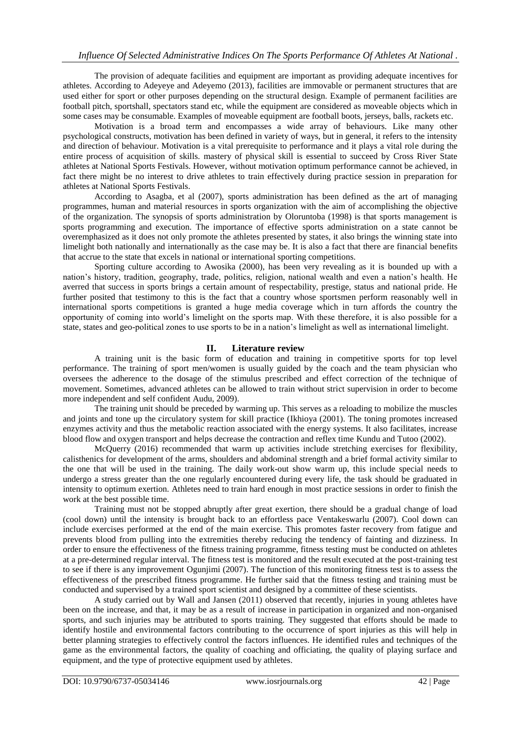The provision of adequate facilities and equipment are important as providing adequate incentives for athletes. According to Adeyeye and Adeyemo (2013), facilities are immovable or permanent structures that are used either for sport or other purposes depending on the structural design. Example of permanent facilities are football pitch, sportshall, spectators stand etc, while the equipment are considered as moveable objects which in some cases may be consumable. Examples of moveable equipment are football boots, jerseys, balls, rackets etc.

Motivation is a broad term and encompasses a wide array of behaviours. Like many other psychological constructs, motivation has been defined in variety of ways, but in general, it refers to the intensity and direction of behaviour. Motivation is a vital prerequisite to performance and it plays a vital role during the entire process of acquisition of skills. mastery of physical skill is essential to succeed by Cross River State athletes at National Sports Festivals. However, without motivation optimum performance cannot be achieved, in fact there might be no interest to drive athletes to train effectively during practice session in preparation for athletes at National Sports Festivals.

According to Asagba, et al (2007), sports administration has been defined as the art of managing programmes, human and material resources in sports organization with the aim of accomplishing the objective of the organization. The synopsis of sports administration by Oloruntoba (1998) is that sports management is sports programming and execution. The importance of effective sports administration on a state cannot be overemphasized as it does not only promote the athletes presented by states, it also brings the winning state into limelight both nationally and internationally as the case may be. It is also a fact that there are financial benefits that accrue to the state that excels in national or international sporting competitions.

Sporting culture according to Awosika (2000), has been very revealing as it is bounded up with a nation's history, tradition, geography, trade, politics, religion, national wealth and even a nation's health. He averred that success in sports brings a certain amount of respectability, prestige, status and national pride. He further posited that testimony to this is the fact that a country whose sportsmen perform reasonably well in international sports competitions is granted a huge media coverage which in turn affords the country the opportunity of coming into world's limelight on the sports map. With these therefore, it is also possible for a state, states and geo-political zones to use sports to be in a nation's limelight as well as international limelight.

## II. Literature review

A training unit is the basic form of education and training in competitive sports for top level performance. The training of sport men/women is usually guided by the coach and the team physician who oversees the adherence to the dosage of the stimulus prescribed and effect correction of the technique of movement. Sometimes, advanced athletes can be allowed to train without strict supervision in order to become more independent and self confident Audu, 2009).

The training unit should be preceded by warming up. This serves as a reloading to mobilize the muscles and joints and tone up the circulatory system for skill practice (Ikhioya (2001). The toning promotes increased enzymes activity and thus the metabolic reaction associated with the energy systems. It also facilitates, increase blood flow and oxygen transport and helps decrease the contraction and reflex time Kundu and Tutoo (2002).

McQuerry (2016) recommended that warm up activities include stretching exercises for flexibility, calisthenics for development of the arms, shoulders and abdominal strength and a brief formal activity similar to the one that will be used in the training. The daily work-out show warm up, this include special needs to undergo a stress greater than the one regularly encountered during every life, the task should be graduated in intensity to optimum exertion. Athletes need to train hard enough in most practice sessions in order to finish the work at the best possible time.

Training must not be stopped abruptly after great exertion, there should be a gradual change of load (cool down) until the intensity is brought back to an effortless pace Ventakeswarlu (2007). Cool down can include exercises performed at the end of the main exercise. This promotes faster recovery from fatigue and prevents blood from pulling into the extremities thereby reducing the tendency of fainting and dizziness. In order to ensure the effectiveness of the fitness training programme, fitness testing must be conducted on athletes at a pre-determined regular interval. The fitness test is monitored and the result executed at the post-training test to see if there is any improvement Ogunjimi (2007). The function of this monitoring fitness test is to assess the effectiveness of the prescribed fitness programme. He further said that the fitness testing and training must be conducted and supervised by a trained sport scientist and designed by a committee of these scientists.

A study carried out by Wall and Jansen (2011) observed that recently, injuries in young athletes have been on the increase, and that, it may be as a result of increase in participation in organized and non-organised sports, and such injuries may be attributed to sports training. They suggested that efforts should be made to identify hostile and environmental factors contributing to the occurrence of sport injuries as this will help in better planning strategies to effectively control the factors influences. He identified rules and techniques of the game as the environmental factors, the quality of coaching and officiating, the quality of playing surface and equipment, and the type of protective equipment used by athletes.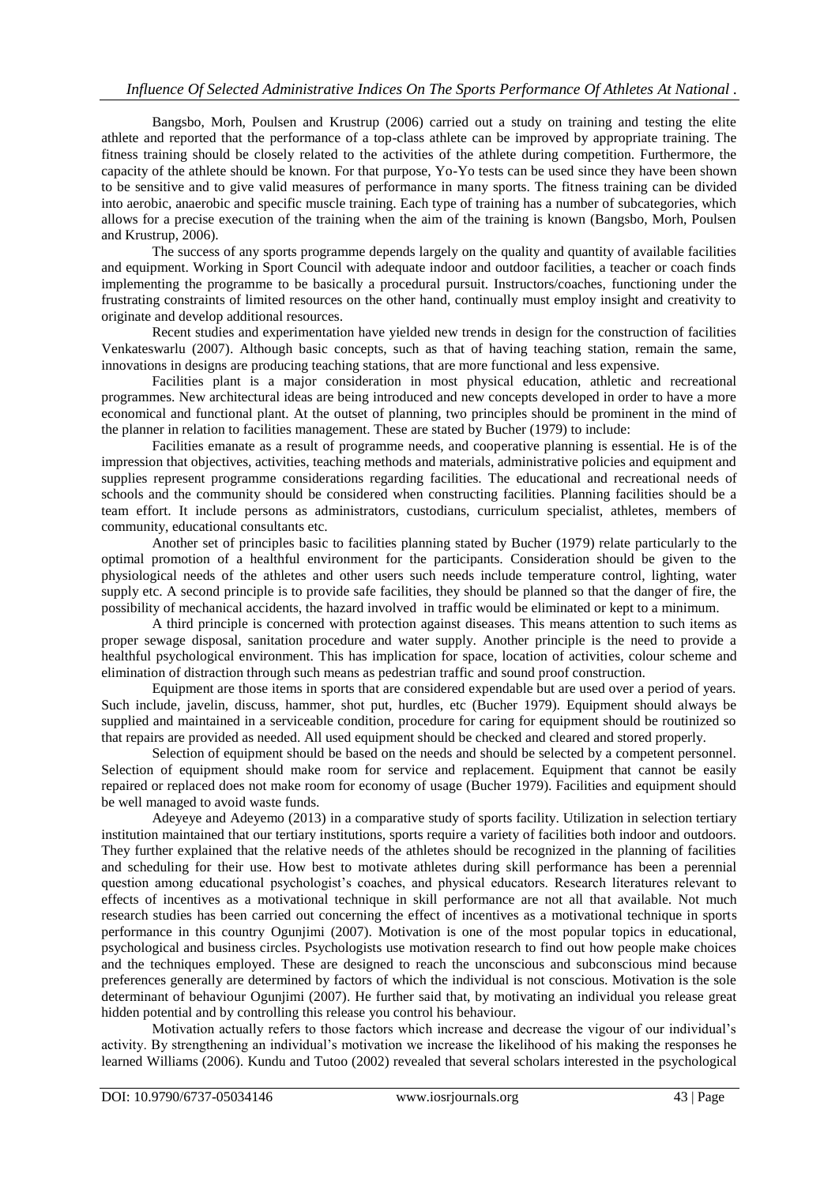Bangsbo, Morh, Poulsen and Krustrup (2006) carried out a study on training and testing the elite athlete and reported that the performance of a top-class athlete can be improved by appropriate training. The fitness training should be closely related to the activities of the athlete during competition. Furthermore, the capacity of the athlete should be known. For that purpose, Yo-Yo tests can be used since they have been shown to be sensitive and to give valid measures of performance in many sports. The fitness training can be divided into aerobic, anaerobic and specific muscle training. Each type of training has a number of subcategories, which allows for a precise execution of the training when the aim of the training is known (Bangsbo, Morh, Poulsen and Krustrup, 2006).

The success of any sports programme depends largely on the quality and quantity of available facilities and equipment. Working in Sport Council with adequate indoor and outdoor facilities, a teacher or coach finds implementing the programme to be basically a procedural pursuit. Instructors/coaches, functioning under the frustrating constraints of limited resources on the other hand, continually must employ insight and creativity to originate and develop additional resources.

Recent studies and experimentation have yielded new trends in design for the construction of facilities Venkateswarlu (2007). Although basic concepts, such as that of having teaching station, remain the same, innovations in designs are producing teaching stations, that are more functional and less expensive.

Facilities plant is a major consideration in most physical education, athletic and recreational programmes. New architectural ideas are being introduced and new concepts developed in order to have a more economical and functional plant. At the outset of planning, two principles should be prominent in the mind of the planner in relation to facilities management. These are stated by Bucher (1979) to include:

Facilities emanate as a result of programme needs, and cooperative planning is essential. He is of the impression that objectives, activities, teaching methods and materials, administrative policies and equipment and supplies represent programme considerations regarding facilities. The educational and recreational needs of schools and the community should be considered when constructing facilities. Planning facilities should be a team effort. It include persons as administrators, custodians, curriculum specialist, athletes, members of community, educational consultants etc.

Another set of principles basic to facilities planning stated by Bucher (1979) relate particularly to the optimal promotion of a healthful environment for the participants. Consideration should be given to the physiological needs of the athletes and other users such needs include temperature control, lighting, water supply etc. A second principle is to provide safe facilities, they should be planned so that the danger of fire, the possibility of mechanical accidents, the hazard involved in traffic would be eliminated or kept to a minimum.

A third principle is concerned with protection against diseases. This means attention to such items as proper sewage disposal, sanitation procedure and water supply. Another principle is the need to provide a healthful psychological environment. This has implication for space, location of activities, colour scheme and elimination of distraction through such means as pedestrian traffic and sound proof construction.

Equipment are those items in sports that are considered expendable but are used over a period of years. Such include, javelin, discuss, hammer, shot put, hurdles, etc (Bucher 1979). Equipment should always be supplied and maintained in a serviceable condition, procedure for caring for equipment should be routinized so that repairs are provided as needed. All used equipment should be checked and cleared and stored properly.

Selection of equipment should be based on the needs and should be selected by a competent personnel. Selection of equipment should make room for service and replacement. Equipment that cannot be easily repaired or replaced does not make room for economy of usage (Bucher 1979). Facilities and equipment should be well managed to avoid waste funds.

Adeyeye and Adeyemo (2013) in a comparative study of sports facility. Utilization in selection tertiary institution maintained that our tertiary institutions, sports require a variety of facilities both indoor and outdoors. They further explained that the relative needs of the athletes should be recognized in the planning of facilities and scheduling for their use. How best to motivate athletes during skill performance has been a perennial question among educational psychologist's coaches, and physical educators. Research literatures relevant to effects of incentives as a motivational technique in skill performance are not all that available. Not much research studies has been carried out concerning the effect of incentives as a motivational technique in sports performance in this country Ogunjimi (2007). Motivation is one of the most popular topics in educational, psychological and business circles. Psychologists use motivation research to find out how people make choices and the techniques employed. These are designed to reach the unconscious and subconscious mind because preferences generally are determined by factors of which the individual is not conscious. Motivation is the sole determinant of behaviour Ogunjimi (2007). He further said that, by motivating an individual you release great hidden potential and by controlling this release you control his behaviour.

Motivation actually refers to those factors which increase and decrease the vigour of our individual's activity. By strengthening an individual's motivation we increase the likelihood of his making the responses he learned Williams (2006). Kundu and Tutoo (2002) revealed that several scholars interested in the psychological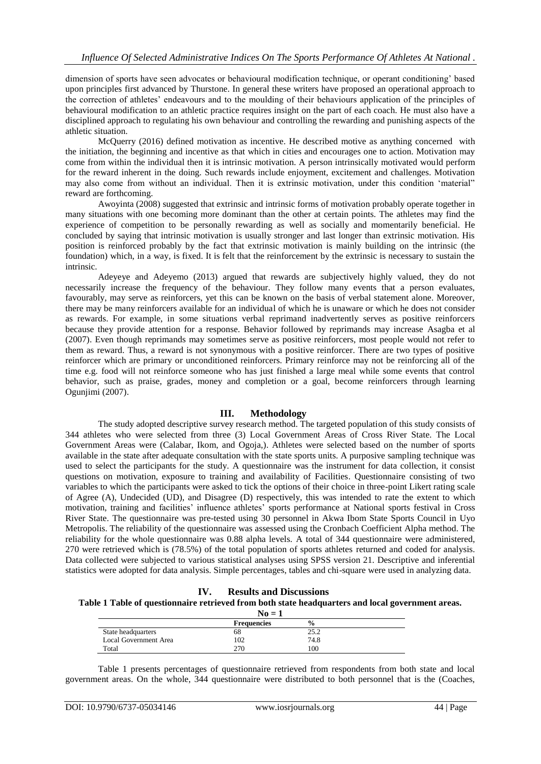dimension of sports have seen advocates or behavioural modification technique, or operant conditioning' based upon principles first advanced by Thurstone. In general these writers have proposed an operational approach to the correction of athletes' endeavours and to the moulding of their behaviours application of the principles of behavioural modification to an athletic practice requires insight on the part of each coach. He must also have a disciplined approach to regulating his own behaviour and controlling the rewarding and punishing aspects of the athletic situation.

McQuerry (2016) defined motivation as incentive. He described motive as anything concerned with the initiation, the beginning and incentive as that which in cities and encourages one to action. Motivation may come from within the individual then it is intrinsic motivation. A person intrinsically motivated would perform for the reward inherent in the doing. Such rewards include enjoyment, excitement and challenges. Motivation may also come from without an individual. Then it is extrinsic motivation, under this condition 'material" reward are forthcoming.

Awoyinta (2008) suggested that extrinsic and intrinsic forms of motivation probably operate together in many situations with one becoming more dominant than the other at certain points. The athletes may find the experience of competition to be personally rewarding as well as socially and momentarily beneficial. He concluded by saying that intrinsic motivation is usually stronger and last longer than extrinsic motivation. His position is reinforced probably by the fact that extrinsic motivation is mainly building on the intrinsic (the foundation) which, in a way, is fixed. It is felt that the reinforcement by the extrinsic is necessary to sustain the intrinsic.

Adeyeye and Adeyemo (2013) argued that rewards are subjectively highly valued, they do not necessarily increase the frequency of the behaviour. They follow many events that a person evaluates, favourably, may serve as reinforcers, yet this can be known on the basis of verbal statement alone. Moreover, there may be many reinforcers available for an individual of which he is unaware or which he does not consider as rewards. For example, in some situations verbal reprimand inadvertently serves as positive reinforcers because they provide attention for a response. Behavior followed by reprimands may increase Asagba et al (2007). Even though reprimands may sometimes serve as positive reinforcers, most people would not refer to them as reward. Thus, a reward is not synonymous with a positive reinforcer. There are two types of positive reinforcer which are primary or unconditioned reinforcers. Primary reinforce may not be reinforcing all of the time e.g. food will not reinforce someone who has just finished a large meal while some events that control behavior, such as praise, grades, money and completion or a goal, become reinforcers through learning Ogunjimi (2007).

## III. Methodology

The study adopted descriptive survey research method. The targeted population of this study consists of 344 athletes who were selected from three (3) Local Government Areas of Cross River State. The Local Government Areas were (Calabar, Ikom, and Ogoja,). Athletes were selected based on the number of sports available in the state after adequate consultation with the state sports units. A purposive sampling technique was used to select the participants for the study. A questionnaire was the instrument for data collection, it consist questions on motivation, exposure to training and availability of Facilities. Questionnaire consisting of two variables to which the participants were asked to tick the options of their choice in three-point Likert rating scale of Agree (A), Undecided (UD), and Disagree (D) respectively, this was intended to rate the extent to which motivation, training and facilities' influence athletes' sports performance at National sports festival in Cross River State. The questionnaire was pre-tested using 30 personnel in Akwa Ibom State Sports Council in Uyo Metropolis. The reliability of the questionnaire was assessed using the Cronbach Coefficient Alpha method. The reliability for the whole questionnaire was 0.88 alpha levels. A total of 344 questionnaire were administered, 270 were retrieved which is (78.5%) of the total population of sports athletes returned and coded for analysis. Data collected were subjected to various statistical analyses using SPSS version 21. Descriptive and inferential statistics were adopted for data analysis. Simple percentages, tables and chi-square were used in analyzing data.

## IV. Results and Discussions

**Table 1 Table of questionnaire retrieved from both state headquarters and local government areas.**

**No = 1**

| | Frequencies | % |
|---|---|---|
| State headquarters | 68 | 25.2 |
| Local Government Area | 102 | 74.8 |
| Total | 270 | 100 |

Table 1 presents percentages of questionnaire retrieved from respondents from both state and local government areas. On the whole, 344 questionnaire were distributed to both personnel that is the (Coaches,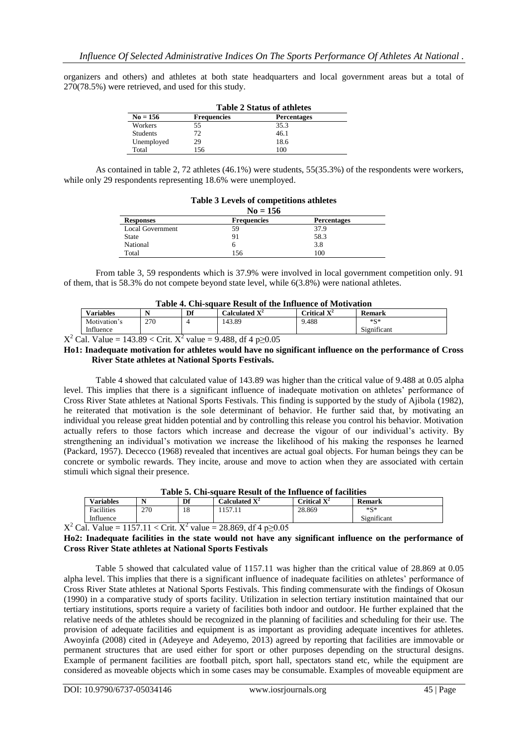organizers and others) and athletes at both state headquarters and local government areas but a total of 270(78.5%) were retrieved, and used for this study.

**Table 2 Status of athletes**

| No = 156 | Frequencies | Percentages |
|---|---|---|
| Workers | 55 | 35.3 |
| Students | 72 | 46.1 |
| Unemployed | 29 | 18.6 |
| Total | 156 | 100 |

As contained in table 2, 72 athletes (46.1%) were students, 55(35.3%) of the respondents were workers, while only 29 respondents representing 18.6% were unemployed.

**Table 3 Levels of competitions athletes**

**No = 156**

| Responses | Frequencies | Percentages |
|---|---|---|
| Local Government | 59 | 37.9 |
| State | 91 | 58.3 |
| National | 6 | 3.8 |
| Total | 156 | 100 |

From table 3, 59 respondents which is 37.9% were involved in local government competition only. 91 of them, that is 58.3% do not compete beyond state level, while 6(3.8%) were national athletes.

**Table 4. Chi-square Result of the Influence of Motivation**

| Variables | N | Df | Calculated $X^2$ | Critical $X^2$ | Remark |
|---|---|---|---|---|---|
| Motivation's Influence | 270 | 4 | 143.89 | 9.488 | \*S\* Significant |

$X^2$ Cal. Value = 143.89 < Crit. $X^2$ value = 9.488, df 4 $p \geq 0.05$

**Ho1: Inadequate motivation for athletes would have no significant influence on the performance of Cross River State athletes at National Sports Festivals.**

Table 4 showed that calculated value of 143.89 was higher than the critical value of 9.488 at 0.05 alpha level. This implies that there is a significant influence of inadequate motivation on athletes' performance of Cross River State athletes at National Sports Festivals. This finding is supported by the study of Ajibola (1982), he reiterated that motivation is the sole determinant of behavior. He further said that, by motivating an individual you release great hidden potential and by controlling this release you control his behavior. Motivation actually refers to those factors which increase and decrease the vigour of our individual's activity. By strengthening an individual's motivation we increase the likelihood of his making the responses he learned (Packard, 1957). Dececco (1968) revealed that incentives are actual goal objects. For human beings they can be concrete or symbolic rewards. They incite, arouse and move to action when they are associated with certain stimuli which signal their presence.

**Table 5. Chi-square Result of the Influence of facilities**

| Variables | N | Df | Calculated $X^2$ | Critical $X^2$ | Remark |
|---|---|---|---|---|---|
| Facilities Influence | 270 | 18 | 1157.11 | 28.869 | \*S\* Significant |

$X^2$ Cal. Value = 1157.11 < Crit. $X^2$ value = 28.869, df 4 $p \geq 0.05$

**Ho2: Inadequate facilities in the state would not have any significant influence on the performance of Cross River State athletes at National Sports Festivals**

Table 5 showed that calculated value of 1157.11 was higher than the critical value of 28.869 at 0.05 alpha level. This implies that there is a significant influence of inadequate facilities on athletes' performance of Cross River State athletes at National Sports Festivals. This finding commensurate with the findings of Okosun (1990) in a comparative study of sports facility. Utilization in selection tertiary institution maintained that our tertiary institutions, sports require a variety of facilities both indoor and outdoor. He further explained that the relative needs of the athletes should be recognized in the planning of facilities and scheduling for their use. The provision of adequate facilities and equipment is as important as providing adequate incentives for athletes. Awoyinfa (2008) cited in (Adeyeye and Adeyemo, 2013) agreed by reporting that facilities are immovable or permanent structures that are used either for sport or other purposes depending on the structural designs. Example of permanent facilities are football pitch, sport hall, spectators stand etc, while the equipment are considered as moveable objects which in some cases may be consumable. Examples of moveable equipment are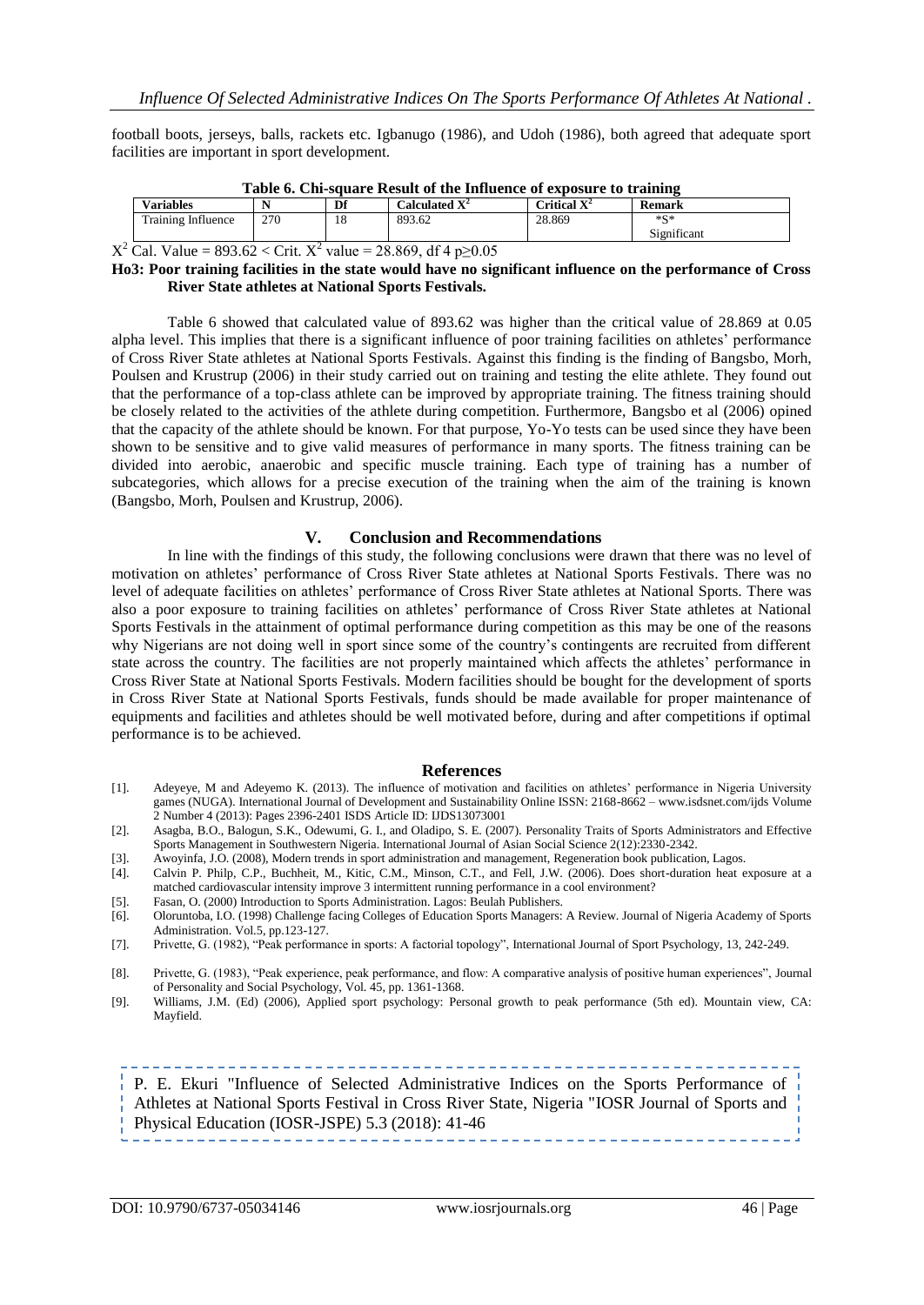football boots, jerseys, balls, rackets etc. Igbanugo (1986), and Udoh (1986), both agreed that adequate sport facilities are important in sport development.

**Table 6. Chi-square Result of the Influence of exposure to training**

| Variables | N | Df | Calculated $X^2$ | Critical $X^2$ | Remark |
|---|---|---|---|---|---|
| Training Influence | 270 | 18 | 893.62 | 28.869 | \*S\* Significant |

$X^2$ Cal. Value = 893.62 < Crit. $X^2$ value = 28.869, df 4 $p \geq 0.05$

**Ho3: Poor training facilities in the state would have no significant influence on the performance of Cross River State athletes at National Sports Festivals.**

Table 6 showed that calculated value of 893.62 was higher than the critical value of 28.869 at 0.05 alpha level. This implies that there is a significant influence of poor training facilities on athletes' performance of Cross River State athletes at National Sports Festivals. Against this finding is the finding of Bangsbo, Morh, Poulsen and Krustrup (2006) in their study carried out on training and testing the elite athlete. They found out that the performance of a top-class athlete can be improved by appropriate training. The fitness training should be closely related to the activities of the athlete during competition. Furthermore, Bangsbo et al (2006) opined that the capacity of the athlete should be known. For that purpose, Yo-Yo tests can be used since they have been shown to be sensitive and to give valid measures of performance in many sports. The fitness training can be divided into aerobic, anaerobic and specific muscle training. Each type of training has a number of subcategories, which allows for a precise execution of the training when the aim of the training is known (Bangsbo, Morh, Poulsen and Krustrup, 2006).

## V. Conclusion and Recommendations

In line with the findings of this study, the following conclusions were drawn that there was no level of motivation on athletes' performance of Cross River State athletes at National Sports Festivals. There was no level of adequate facilities on athletes' performance of Cross River State athletes at National Sports. There was also a poor exposure to training facilities on athletes' performance of Cross River State athletes at National Sports Festivals in the attainment of optimal performance during competition as this may be one of the reasons why Nigerians are not doing well in sport since some of the country's contingents are recruited from different state across the country. The facilities are not properly maintained which affects the athletes' performance in Cross River State at National Sports Festivals. Modern facilities should be bought for the development of sports in Cross River State at National Sports Festivals, funds should be made available for proper maintenance of equipments and facilities and athletes should be well motivated before, during and after competitions if optimal performance is to be achieved.

## References

[1]. Adeyeye, M and Adeyemo K. (2013). The influence of motivation and facilities on athletes' performance in Nigeria University games (NUGA). International Journal of Development and Sustainability Online ISSN: 2168-8662 – www.isdsnet.com/ijds Volume 2 Number 4 (2013): Pages 2396-2401 ISDS Article ID: IJDS13073001

[2]. Asagba, B.O., Balogun, S.K., Odewumi, G. I., and Oladipo, S. E. (2007). Personality Traits of Sports Administrators and Effective Sports Management in Southwestern Nigeria. International Journal of Asian Social Science 2(12):2330-2342.

[3]. Awoyinfa, J.O. (2008), Modern trends in sport administration and management, Regeneration book publication, Lagos.

[4]. Calvin P. Philp, C.P., Buchheit, M., Kitic, C.M., Minson, C.T., and Fell, J.W. (2006). Does short-duration heat exposure at a matched cardiovascular intensity improve 3 intermittent running performance in a cool environment?

[5]. Fasan, O. (2000) Introduction to Sports Administration. Lagos: Beulah Publishers.

[6]. Oloruntoba, I.O. (1998) Challenge facing Colleges of Education Sports Managers: A Review. Journal of Nigeria Academy of Sports Administration. Vol.5, pp.123-127.

[7]. Privette, G. (1982), "Peak performance in sports: A factorial topology", International Journal of Sport Psychology, 13, 242-249.

[8]. Privette, G. (1983), "Peak experience, peak performance, and flow: A comparative analysis of positive human experiences", Journal of Personality and Social Psychology, Vol. 45, pp. 1361-1368.

[9]. Williams, J.M. (Ed) (2006), Applied sport psychology: Personal growth to peak performance (5th ed). Mountain view, CA: Mayfield.

P. E. Ekuri "Influence of Selected Administrative Indices on the Sports Performance of Athletes at National Sports Festival in Cross River State, Nigeria "IOSR Journal of Sports and Physical Education (IOSR-JSPE) 5.3 (2018): 41-46